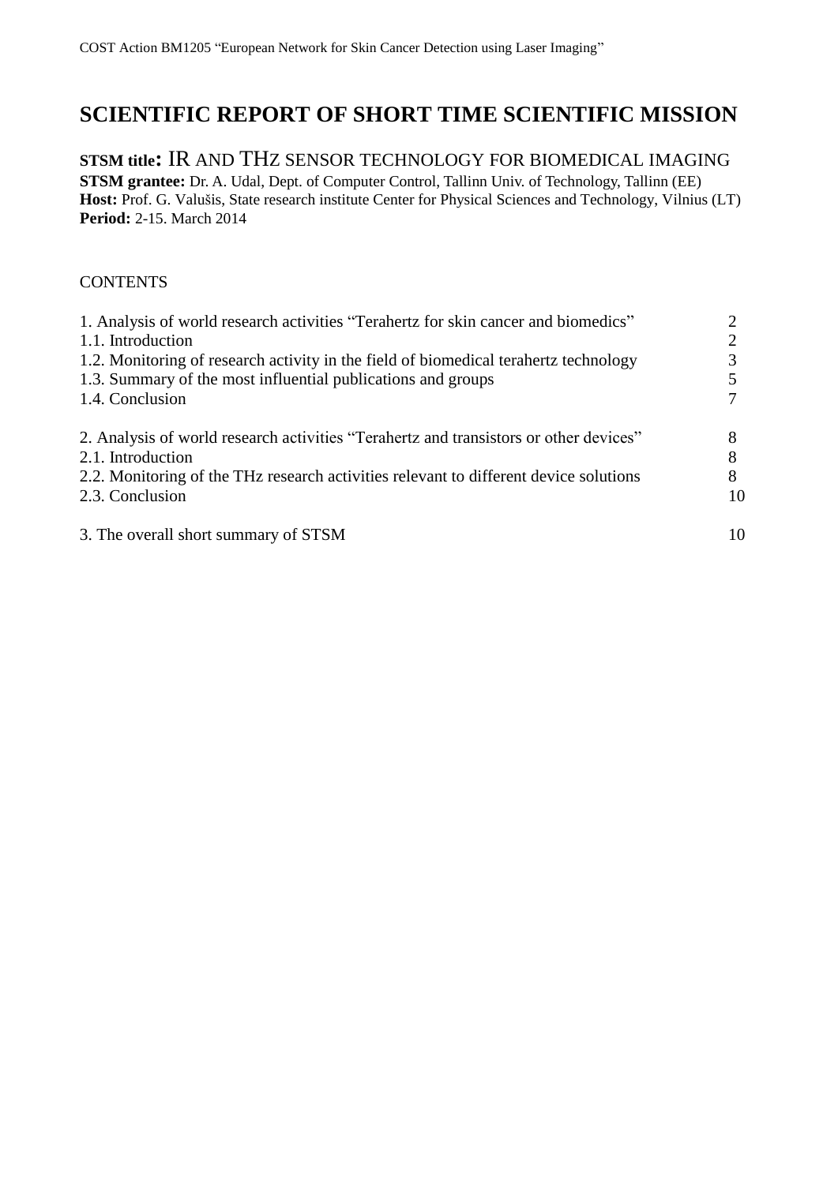# SCIENTIFIC REPORT OF SHORT TIME SCIENTIFIC MISSION

**STSM title:** IR AND THZ SENSOR TECHNOLOGY FOR BIOMEDICAL IMAGING
**STSM grantee:** Dr. A. Udal, Dept. of Computer Control, Tallinn Univ. of Technology, Tallinn (EE)
**Host:** Prof. G. Valušis, State research institute Center for Physical Sciences and Technology, Vilnius (LT)
**Period:** 2-15. March 2014

CONTENTS

| | |
|---|---|
| 1. Analysis of world research activities "Terahertz for skin cancer and biomedics" | 2 |
| 1.1. Introduction | 2 |
| 1.2. Monitoring of research activity in the field of biomedical terahertz technology | 3 |
| 1.3. Summary of the most influential publications and groups | 5 |
| 1.4. Conclusion | 7 |
| | |
| 2. Analysis of world research activities "Terahertz and transistors or other devices" | 8 |
| 2.1. Introduction | 8 |
| 2.2. Monitoring of the THz research activities relevant to different device solutions | 8 |
| 2.3. Conclusion | 10 |
| | |
| 3. The overall short summary of STSM | 10 |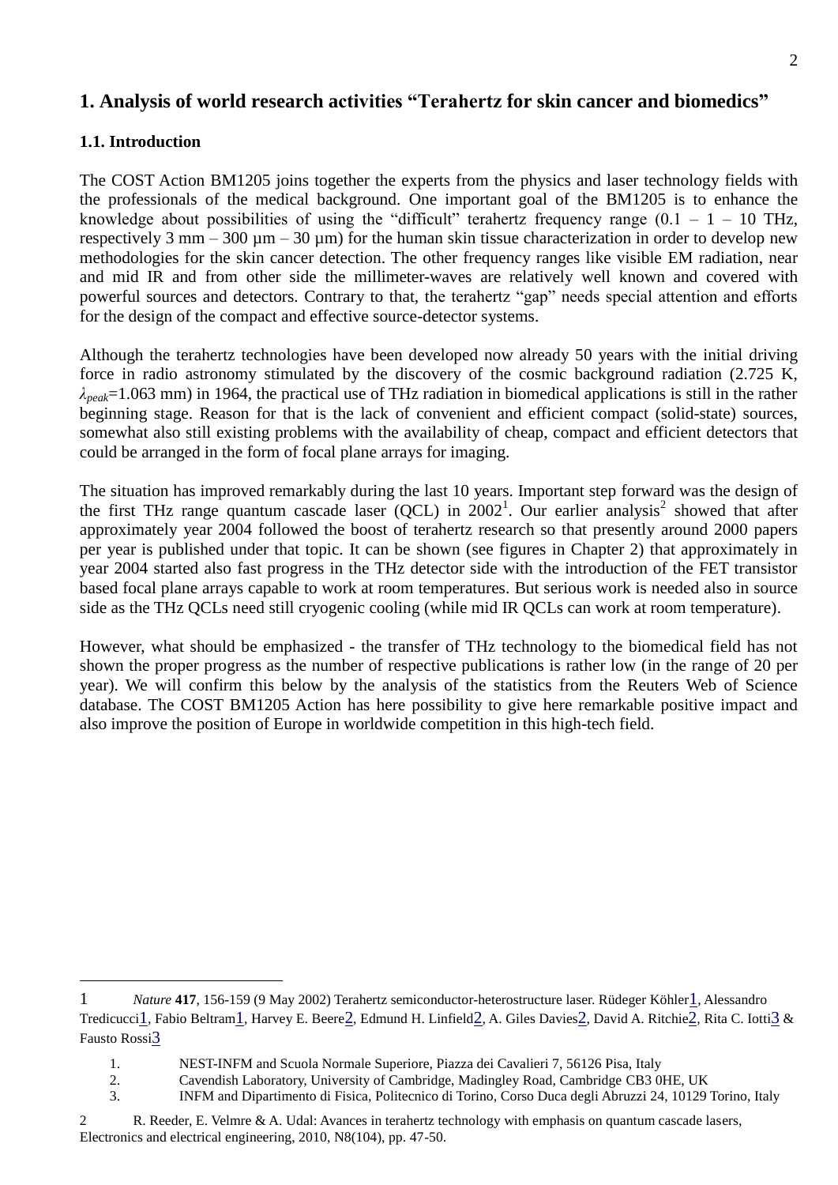# 1. Analysis of world research activities "Terahertz for skin cancer and biomedics"

## 1.1. Introduction

The COST Action BM1205 joins together the experts from the physics and laser technology fields with the professionals of the medical background. One important goal of the BM1205 is to enhance the knowledge about possibilities of using the "difficult" terahertz frequency range (0.1 – 1 – 10 THz, respectively 3 mm – 300 µm – 30 µm) for the human skin tissue characterization in order to develop new methodologies for the skin cancer detection. The other frequency ranges like visible EM radiation, near and mid IR and from other side the millimeter-waves are relatively well known and covered with powerful sources and detectors. Contrary to that, the terahertz "gap" needs special attention and efforts for the design of the compact and effective source-detector systems.

Although the terahertz technologies have been developed now already 50 years with the initial driving force in radio astronomy stimulated by the discovery of the cosmic background radiation (2.725 K, $\lambda_{peak}$=1.063 mm) in 1964, the practical use of THz radiation in biomedical applications is still in the rather beginning stage. Reason for that is the lack of convenient and efficient compact (solid-state) sources, somewhat also still existing problems with the availability of cheap, compact and efficient detectors that could be arranged in the form of focal plane arrays for imaging.

The situation has improved remarkably during the last 10 years. Important step forward was the design of the first THz range quantum cascade laser (QCL) in 2002[1]. Our earlier analysis[2] showed that after approximately year 2004 followed the boost of terahertz research so that presently around 2000 papers per year is published under that topic. It can be shown (see figures in Chapter 2) that approximately in year 2004 started also fast progress in the THz detector side with the introduction of the FET transistor based focal plane arrays capable to work at room temperatures. But serious work is needed also in source side as the THz QCLs need still cryogenic cooling (while mid IR QCLs can work at room temperature).

However, what should be emphasized - the transfer of THz technology to the biomedical field has not shown the proper progress as the number of respective publications is rather low (in the range of 20 per year). We will confirm this below by the analysis of the statistics from the Reuters Web of Science database. The COST BM1205 Action has here possibility to give here remarkable positive impact and also improve the position of Europe in worldwide competition in this high-tech field.

---

1 *Nature* **417**, 156-159 (9 May 2002) Terahertz semiconductor-heterostructure laser. Rüdeger Köhler[1], Alessandro Tredicucci[1], Fabio Beltram[1], Harvey E. Beere[2], Edmund H. Linfield[2], A. Giles Davies[2], David A. Ritchie[2], Rita C. Iotti[3] & Fausto Rossi[3]

1. NEST-INFM and Scuola Normale Superiore, Piazza dei Cavalieri 7, 56126 Pisa, Italy
2. Cavendish Laboratory, University of Cambridge, Madingley Road, Cambridge CB3 0HE, UK
3. INFM and Dipartimento di Fisica, Politecnico di Torino, Corso Duca degli Abruzzi 24, 10129 Torino, Italy

2 R. Reeder, E. Velmre & A. Udal: Avances in terahertz technology with emphasis on quantum cascade lasers, Electronics and electrical engineering, 2010, N8(104), pp. 47-50.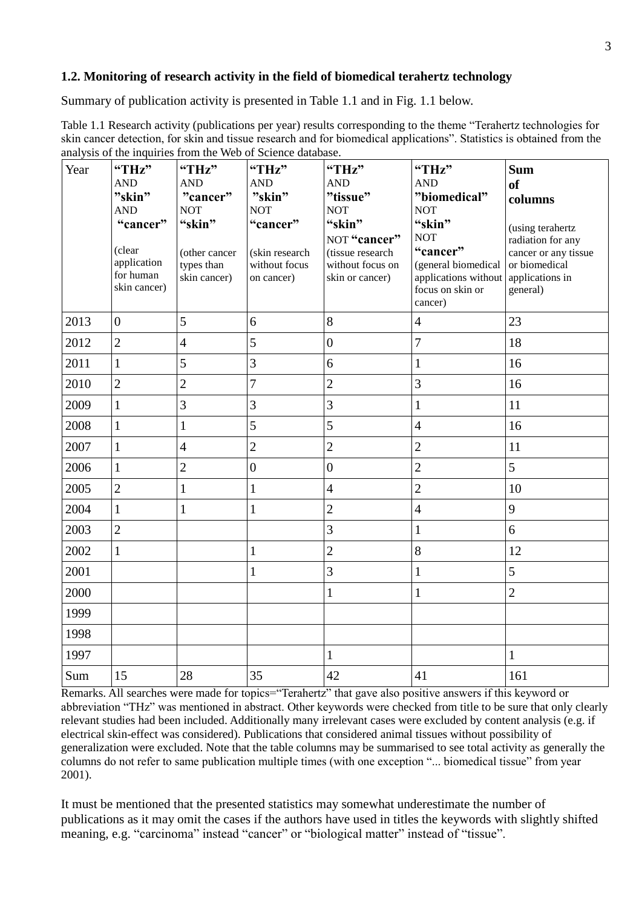### 1.2. Monitoring of research activity in the field of biomedical terahertz technology

Summary of publication activity is presented in Table 1.1 and in Fig. 1.1 below.

Table 1.1 Research activity (publications per year) results corresponding to the theme "Terahertz technologies for skin cancer detection, for skin and tissue research and for biomedical applications". Statistics is obtained from the analysis of the inquiries from the Web of Science database.

| Year | **"THz"** AND **"skin"** AND **"cancer"** (clear application for human skin cancer) | **"THz"** AND **"cancer"** NOT **"skin"** (other cancer types than skin cancer) | **"THz"** AND **"skin"** NOT **"cancer"** (skin research without focus on cancer) | **"THz"** AND **"tissue"** NOT **"skin"** NOT **"cancer"** (tissue research without focus on skin or cancer) | **"THz"** AND **"biomedical"** NOT **"skin"** NOT **"cancer"** (general biomedical applications without focus on skin or cancer) | **Sum of columns** (using terahertz radiation for any cancer or any tissue or biomedical applications in general) |
|---|---|---|---|---|---|---|
| 2013 | 0 | 5 | 6 | 8 | 4 | 23 |
| 2012 | 2 | 4 | 5 | 0 | 7 | 18 |
| 2011 | 1 | 5 | 3 | 6 | 1 | 16 |
| 2010 | 2 | 2 | 7 | 2 | 3 | 16 |
| 2009 | 1 | 3 | 3 | 3 | 1 | 11 |
| 2008 | 1 | 1 | 5 | 5 | 4 | 16 |
| 2007 | 1 | 4 | 2 | 2 | 2 | 11 |
| 2006 | 1 | 2 | 0 | 0 | 2 | 5 |
| 2005 | 2 | 1 | 1 | 4 | 2 | 10 |
| 2004 | 1 | 1 | 1 | 2 | 4 | 9 |
| 2003 | 2 | | | 3 | 1 | 6 |
| 2002 | 1 | | 1 | 2 | 8 | 12 |
| 2001 | | | 1 | 3 | 1 | 5 |
| 2000 | | | | 1 | 1 | 2 |
| 1999 | | | | | | |
| 1998 | | | | | | |
| 1997 | | | | 1 | | 1 |
| Sum | 15 | 28 | 35 | 42 | 41 | 161 |

Remarks. All searches were made for topics="Terahertz" that gave also positive answers if this keyword or abbreviation "THz" was mentioned in abstract. Other keywords were checked from title to be sure that only clearly relevant studies had been included. Additionally many irrelevant cases were excluded by content analysis (e.g. if electrical skin-effect was considered). Publications that considered animal tissues without possibility of generalization were excluded. Note that the table columns may be summarised to see total activity as generally the columns do not refer to same publication multiple times (with one exception "... biomedical tissue" from year 2001).

It must be mentioned that the presented statistics may somewhat underestimate the number of publications as it may omit the cases if the authors have used in titles the keywords with slightly shifted meaning, e.g. "carcinoma" instead "cancer" or "biological matter" instead of "tissue".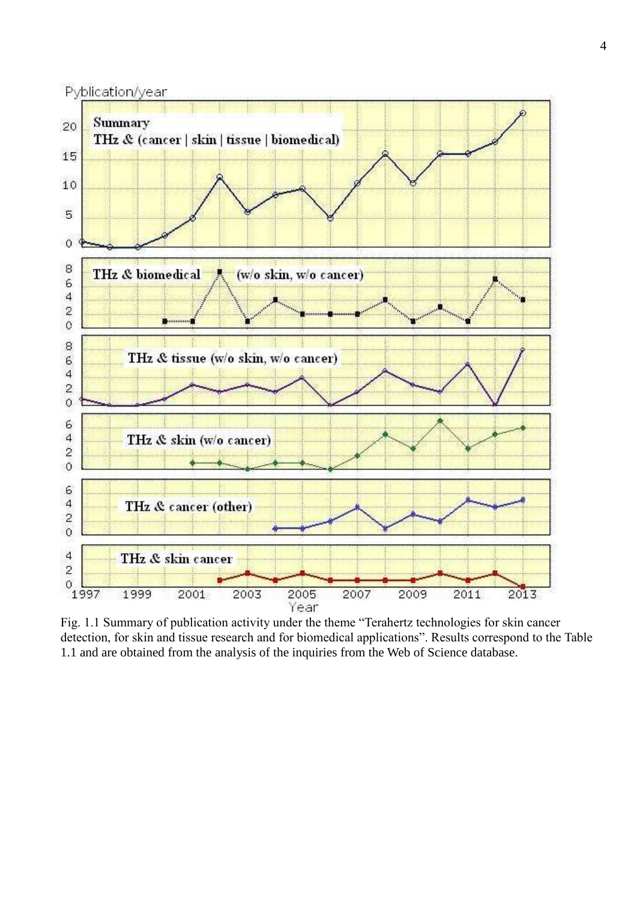Fig. 1.1 Summary of publication activity under the theme “Terahertz technologies for skin cancer detection, for skin and tissue research and for biomedical applications”. Results correspond to the Table 1.1 and are obtained from the analysis of the inquiries from the Web of Science database.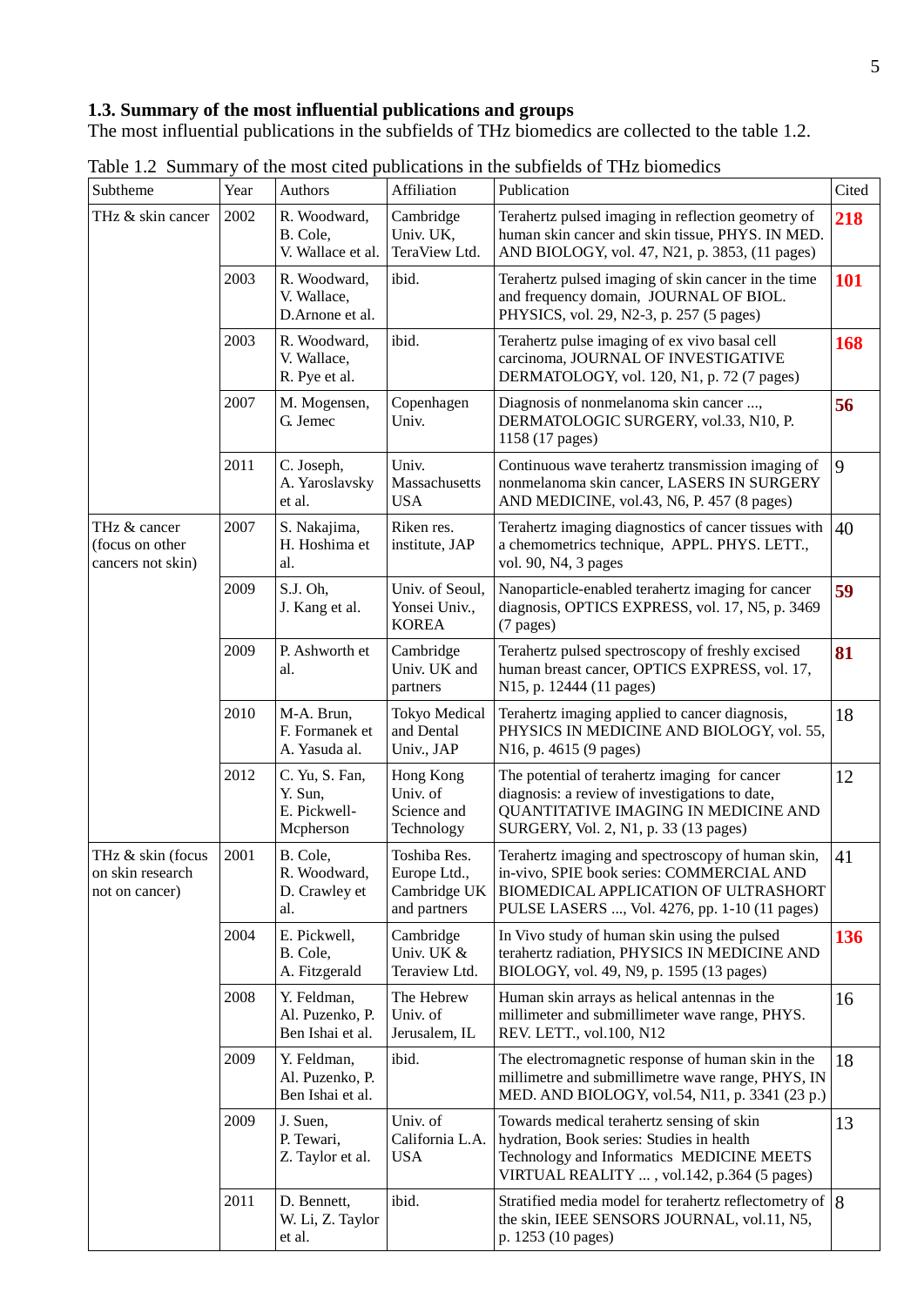### 1.3. Summary of the most influential publications and groups

The most influential publications in the subfields of THz biomedics are collected to the table 1.2.

Table 1.2 Summary of the most cited publications in the subfields of THz biomedics

| Subtheme | Year | Authors | Affiliation | Publication | Cited |
|---|---|---|---|---|---|
| THz & skin cancer | 2002 | R. Woodward, B. Cole, V. Wallace et al. | Cambridge Univ. UK, TeraView Ltd. | Terahertz pulsed imaging in reflection geometry of human skin cancer and skin tissue, PHYS. IN MED. AND BIOLOGY, vol. 47, N21, p. 3853, (11 pages) | **218** |
| | 2003 | R. Woodward, V. Wallace, D.Arnone et al. | ibid. | Terahertz pulsed imaging of skin cancer in the time and frequency domain, JOURNAL OF BIOL. PHYSICS, vol. 29, N2-3, p. 257 (5 pages) | **101** |
| | 2003 | R. Woodward, V. Wallace, R. Pye et al. | ibid. | Terahertz pulse imaging of ex vivo basal cell carcinoma, JOURNAL OF INVESTIGATIVE DERMATOLOGY, vol. 120, N1, p. 72 (7 pages) | **168** |
| | 2007 | M. Mogensen, G. Jemec | Copenhagen Univ. | Diagnosis of nonmelanoma skin cancer ..., DERMATOLOGIC SURGERY, vol.33, N10, P. 1158 (17 pages) | **56** |
| | 2011 | C. Joseph, A. Yaroslavsky et al. | Univ. Massachusetts USA | Continuous wave terahertz transmission imaging of nonmelanoma skin cancer, LASERS IN SURGERY AND MEDICINE, vol.43, N6, P. 457 (8 pages) | 9 |
| THz & cancer (focus on other cancers not skin) | 2007 | S. Nakajima, H. Hoshima et al. | Riken res. institute, JAP | Terahertz imaging diagnostics of cancer tissues with a chemometrics technique, APPL. PHYS. LETT., vol. 90, N4, 3 pages | 40 |
| | 2009 | S.J. Oh, J. Kang et al. | Univ. of Seoul, Yonsei Univ., KOREA | Nanoparticle-enabled terahertz imaging for cancer diagnosis, OPTICS EXPRESS, vol. 17, N5, p. 3469 (7 pages) | **59** |
| | 2009 | P. Ashworth et al. | Cambridge Univ. UK and partners | Terahertz pulsed spectroscopy of freshly excised human breast cancer, OPTICS EXPRESS, vol. 17, N15, p. 12444 (11 pages) | **81** |
| | 2010 | M-A. Brun, F. Formanek et A. Yasuda al. | Tokyo Medical and Dental Univ., JAP | Terahertz imaging applied to cancer diagnosis, PHYSICS IN MEDICINE AND BIOLOGY, vol. 55, N16, p. 4615 (9 pages) | 18 |
| | 2012 | C. Yu, S. Fan, Y. Sun, E. Pickwell-Mcpherson | Hong Kong Univ. of Science and Technology | The potential of terahertz imaging for cancer diagnosis: a review of investigations to date, QUANTITATIVE IMAGING IN MEDICINE AND SURGERY, Vol. 2, N1, p. 33 (13 pages) | 12 |
| THz & skin (focus on skin research not on cancer) | 2001 | B. Cole, R. Woodward, D. Crawley et al. | Toshiba Res. Europe Ltd., Cambridge UK and partners | Terahertz imaging and spectroscopy of human skin, in-vivo, SPIE book series: COMMERCIAL AND BIOMEDICAL APPLICATION OF ULTRASHORT PULSE LASERS ..., Vol. 4276, pp. 1-10 (11 pages) | 41 |
| | 2004 | E. Pickwell, B. Cole, A. Fitzgerald | Cambridge Univ. UK & Teraview Ltd. | In Vivo study of human skin using the pulsed terahertz radiation, PHYSICS IN MEDICINE AND BIOLOGY, vol. 49, N9, p. 1595 (13 pages) | **136** |
| | 2008 | Y. Feldman, Al. Puzenko, P. Ben Ishai et al. | The Hebrew Univ. of Jerusalem, IL | Human skin arrays as helical antennas in the millimeter and submillimeter wave range, PHYS. REV. LETT., vol.100, N12 | 16 |
| | 2009 | Y. Feldman, Al. Puzenko, P. Ben Ishai et al. | ibid. | The electromagnetic response of human skin in the millimetre and submillimetre wave range, PHYS, IN MED. AND BIOLOGY, vol.54, N11, p. 3341 (23 p.) | 18 |
| | 2009 | J. Suen, P. Tewari, Z. Taylor et al. | Univ. of California L.A. USA | Towards medical terahertz sensing of skin hydration, Book series: Studies in health Technology and Informatics MEDICINE MEETS VIRTUAL REALITY ... , vol.142, p.364 (5 pages) | 13 |
| | 2011 | D. Bennett, W. Li, Z. Taylor et al. | ibid. | Stratified media model for terahertz reflectometry of the skin, IEEE SENSORS JOURNAL, vol.11, N5, p. 1253 (10 pages) | 8 |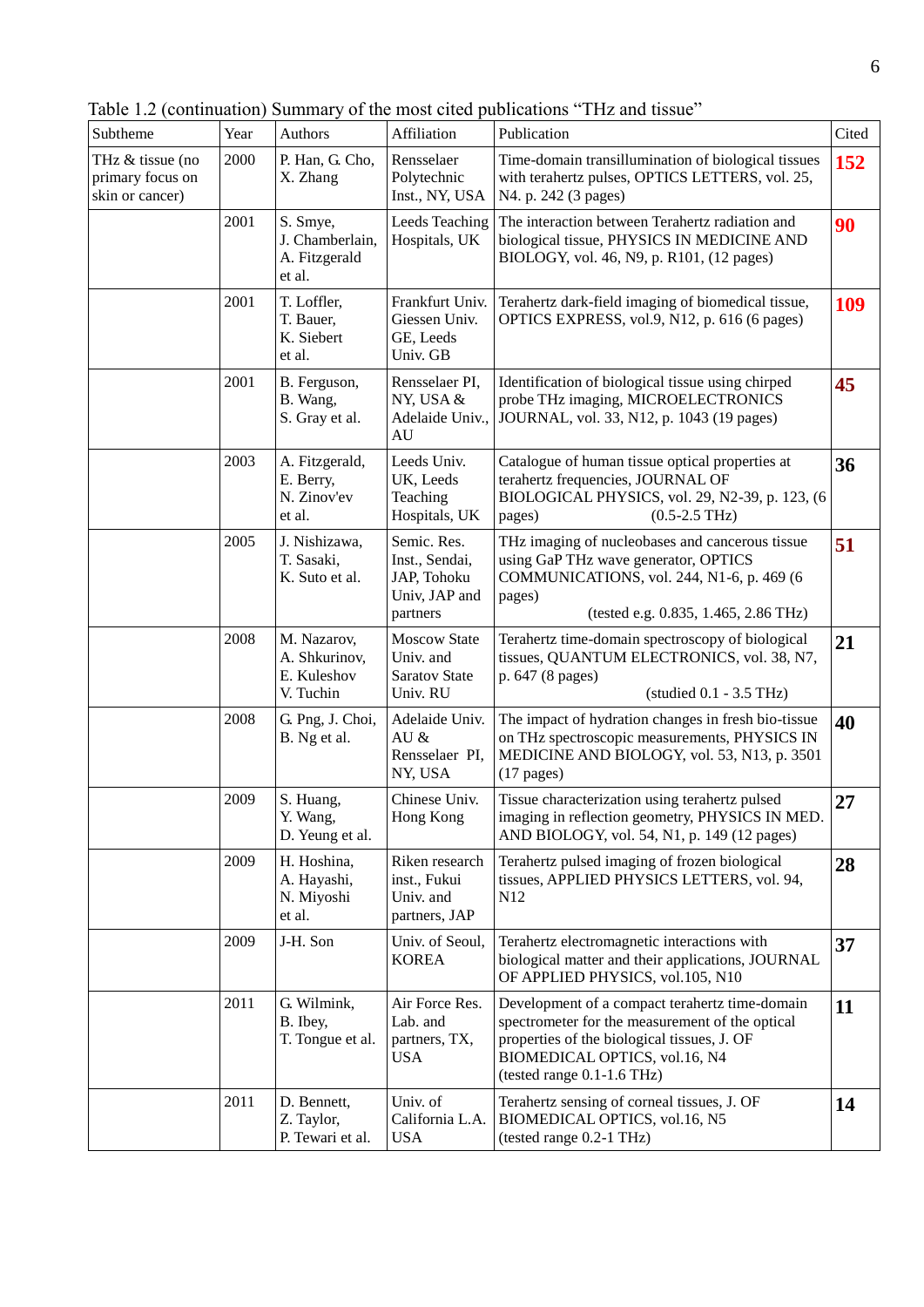Table 1.2 (continuation) Summary of the most cited publications "THz and tissue"

| Subtheme | Year | Authors | Affiliation | Publication | Cited |
|---|---|---|---|---|---|
| THz & tissue (no primary focus on skin or cancer) | 2000 | P. Han, G. Cho, X. Zhang | Rensselaer Polytechnic Inst., NY, USA | Time-domain transillumination of biological tissues with terahertz pulses, OPTICS LETTERS, vol. 25, N4. p. 242 (3 pages) | **152** |
| | 2001 | S. Smye, J. Chamberlain, A. Fitzgerald et al. | Leeds Teaching Hospitals, UK | The interaction between Terahertz radiation and biological tissue, PHYSICS IN MEDICINE AND BIOLOGY, vol. 46, N9, p. R101, (12 pages) | **90** |
| | 2001 | T. Loffler, T. Bauer, K. Siebert et al. | Frankfurt Univ. Giessen Univ. GE, Leeds Univ. GB | Terahertz dark-field imaging of biomedical tissue, OPTICS EXPRESS, vol.9, N12, p. 616 (6 pages) | **109** |
| | 2001 | B. Ferguson, B. Wang, S. Gray et al. | Rensselaer PI, NY, USA & Adelaide Univ., AU | Identification of biological tissue using chirped probe THz imaging, MICROELECTRONICS JOURNAL, vol. 33, N12, p. 1043 (19 pages) | **45** |
| | 2003 | A. Fitzgerald, E. Berry, N. Zinov'ev et al. | Leeds Univ. UK, Leeds Teaching Hospitals, UK | Catalogue of human tissue optical properties at terahertz frequencies, JOURNAL OF BIOLOGICAL PHYSICS, vol. 29, N2-39, p. 123, (6 pages) (0.5-2.5 THz) | **36** |
| | 2005 | J. Nishizawa, T. Sasaki, K. Suto et al. | Semic. Res. Inst., Sendai, JAP, Tohoku Univ, JAP and partners | THz imaging of nucleobases and cancerous tissue using GaP THz wave generator, OPTICS COMMUNICATIONS, vol. 244, N1-6, p. 469 (6 pages) (tested e.g. 0.835, 1.465, 2.86 THz) | **51** |
| | 2008 | M. Nazarov, A. Shkurinov, E. Kuleshov V. Tuchin | Moscow State Univ. and Saratov State Univ. RU | Terahertz time-domain spectroscopy of biological tissues, QUANTUM ELECTRONICS, vol. 38, N7, p. 647 (8 pages) (studied 0.1 - 3.5 THz) | **21** |
| | 2008 | G. Png, J. Choi, B. Ng et al. | Adelaide Univ. AU & Rensselaer PI, NY, USA | The impact of hydration changes in fresh bio-tissue on THz spectroscopic measurements, PHYSICS IN MEDICINE AND BIOLOGY, vol. 53, N13, p. 3501 (17 pages) | **40** |
| | 2009 | S. Huang, Y. Wang, D. Yeung et al. | Chinese Univ. Hong Kong | Tissue characterization using terahertz pulsed imaging in reflection geometry, PHYSICS IN MED. AND BIOLOGY, vol. 54, N1, p. 149 (12 pages) | **27** |
| | 2009 | H. Hoshina, A. Hayashi, N. Miyoshi et al. | Riken research inst., Fukui Univ. and partners, JAP | Terahertz pulsed imaging of frozen biological tissues, APPLIED PHYSICS LETTERS, vol. 94, N12 | **28** |
| | 2009 | J-H. Son | Univ. of Seoul, KOREA | Terahertz electromagnetic interactions with biological matter and their applications, JOURNAL OF APPLIED PHYSICS, vol.105, N10 | **37** |
| | 2011 | G. Wilmink, B. Ibey, T. Tongue et al. | Air Force Res. Lab. and partners, TX, USA | Development of a compact terahertz time-domain spectrometer for the measurement of the optical properties of the biological tissues, J. OF BIOMEDICAL OPTICS, vol.16, N4 (tested range 0.1-1.6 THz) | **11** |
| | 2011 | D. Bennett, Z. Taylor, P. Tewari et al. | Univ. of California L.A. USA | Terahertz sensing of corneal tissues, J. OF BIOMEDICAL OPTICS, vol.16, N5 (tested range 0.2-1 THz) | **14** |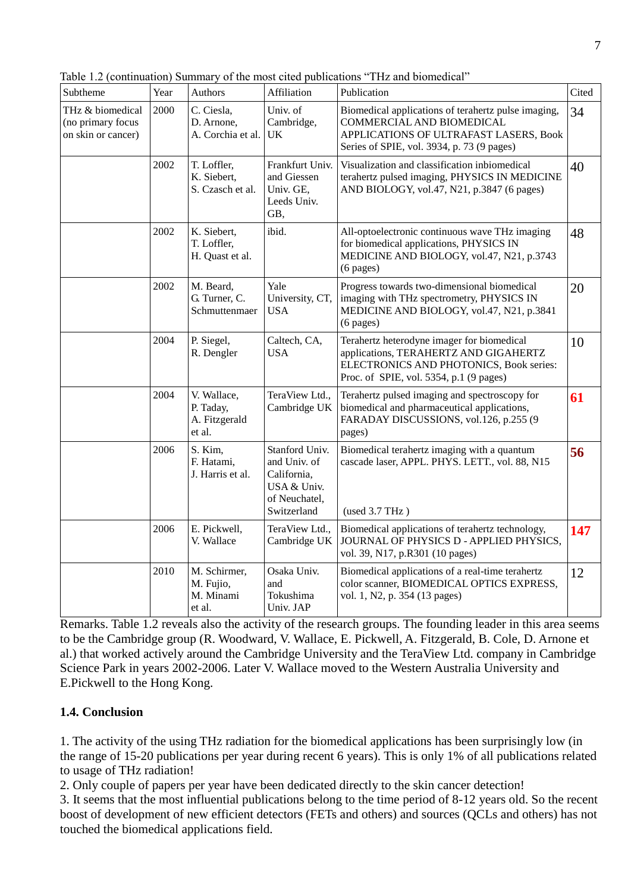Table 1.2 (continuation) Summary of the most cited publications "THz and biomedical"

| Subtheme | Year | Authors | Affiliation | Publication | Cited |
|---|---|---|---|---|---|
| THz & biomedical (no primary focus on skin or cancer) | 2000 | C. Ciesla, D. Arnone, A. Corchia et al. | Univ. of Cambridge, UK | Biomedical applications of terahertz pulse imaging, COMMERCIAL AND BIOMEDICAL APPLICATIONS OF ULTRAFAST LASERS, Book Series of SPIE, vol. 3934, p. 73 (9 pages) | 34 |
| | 2002 | T. Loffler, K. Siebert, S. Czasch et al. | Frankfurt Univ. and Giessen Univ. GE, Leeds Univ. GB, | Visualization and classification inbiomedical terahertz pulsed imaging, PHYSICS IN MEDICINE AND BIOLOGY, vol.47, N21, p.3847 (6 pages) | 40 |
| | 2002 | K. Siebert, T. Loffler, H. Quast et al. | ibid. | All-optoelectronic continuous wave THz imaging for biomedical applications, PHYSICS IN MEDICINE AND BIOLOGY, vol.47, N21, p.3743 (6 pages) | 48 |
| | 2002 | M. Beard, G. Turner, C. Schmuttenmaer | Yale University, CT, USA | Progress towards two-dimensional biomedical imaging with THz spectrometry, PHYSICS IN MEDICINE AND BIOLOGY, vol.47, N21, p.3841 (6 pages) | 20 |
| | 2004 | P. Siegel, R. Dengler | Caltech, CA, USA | Terahertz heterodyne imager for biomedical applications, TERAHERTZ AND GIGAHERTZ ELECTRONICS AND PHOTONICS, Book series: Proc. of SPIE, vol. 5354, p.1 (9 pages) | 10 |
| | 2004 | V. Wallace, P. Taday, A. Fitzgerald et al. | TeraView Ltd., Cambridge UK | Terahertz pulsed imaging and spectroscopy for biomedical and pharmaceutical applications, FARADAY DISCUSSIONS, vol.126, p.255 (9 pages) | **61** |
| | 2006 | S. Kim, F. Hatami, J. Harris et al. | Stanford Univ. and Univ. of California, USA & Univ. of Neuchatel, Switzerland | Biomedical terahertz imaging with a quantum cascade laser, APPL. PHYS. LETT., vol. 88, N15 (used 3.7 THz ) | **56** |
| | 2006 | E. Pickwell, V. Wallace | TeraView Ltd., Cambridge UK | Biomedical applications of terahertz technology, JOURNAL OF PHYSICS D - APPLIED PHYSICS, vol. 39, N17, p.R301 (10 pages) | **147** |
| | 2010 | M. Schirmer, M. Fujio, M. Minami et al. | Osaka Univ. and Tokushima Univ. JAP | Biomedical applications of a real-time terahertz color scanner, BIOMEDICAL OPTICS EXPRESS, vol. 1, N2, p. 354 (13 pages) | 12 |

Remarks. Table 1.2 reveals also the activity of the research groups. The founding leader in this area seems to be the Cambridge group (R. Woodward, V. Wallace, E. Pickwell, A. Fitzgerald, B. Cole, D. Arnone et al.) that worked actively around the Cambridge University and the TeraView Ltd. company in Cambridge Science Park in years 2002-2006. Later V. Wallace moved to the Western Australia University and E.Pickwell to the Hong Kong.

## 1.4. Conclusion

1. The activity of the using THz radiation for the biomedical applications has been surprisingly low (in the range of 15-20 publications per year during recent 6 years). This is only 1% of all publications related to usage of THz radiation!
2. Only couple of papers per year have been dedicated directly to the skin cancer detection!
3. It seems that the most influential publications belong to the time period of 8-12 years old. So the recent boost of development of new efficient detectors (FETs and others) and sources (QCLs and others) has not touched the biomedical applications field.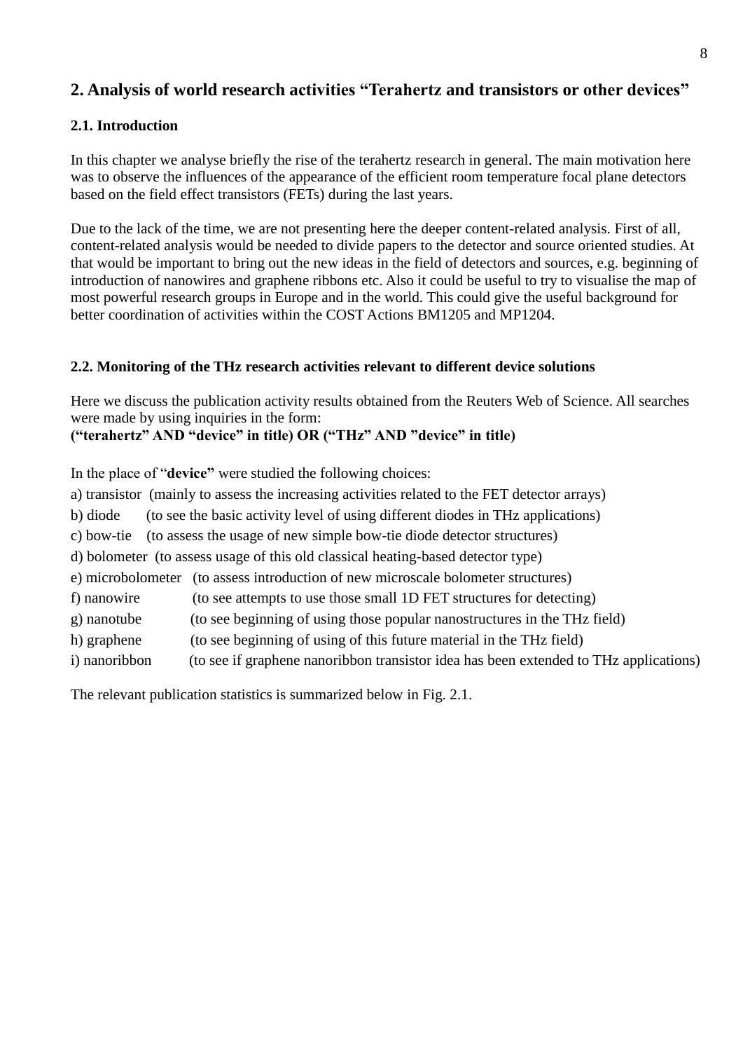## 2. Analysis of world research activities "Terahertz and transistors or other devices"

### 2.1. Introduction

In this chapter we analyse briefly the rise of the terahertz research in general. The main motivation here was to observe the influences of the appearance of the efficient room temperature focal plane detectors based on the field effect transistors (FETs) during the last years.

Due to the lack of the time, we are not presenting here the deeper content-related analysis. First of all, content-related analysis would be needed to divide papers to the detector and source oriented studies. At that would be important to bring out the new ideas in the field of detectors and sources, e.g. beginning of introduction of nanowires and graphene ribbons etc. Also it could be useful to try to visualise the map of most powerful research groups in Europe and in the world. This could give the useful background for better coordination of activities within the COST Actions BM1205 and MP1204.

### 2.2. Monitoring of the THz research activities relevant to different device solutions

Here we discuss the publication activity results obtained from the Reuters Web of Science. All searches were made by using inquiries in the form:
**("terahertz" AND "device" in title) OR ("THz" AND "device" in title)**

In the place of "**device"** were studied the following choices:

a) transistor (mainly to assess the increasing activities related to the FET detector arrays)

b) diode (to see the basic activity level of using different diodes in THz applications)

c) bow-tie (to assess the usage of new simple bow-tie diode detector structures)

d) bolometer (to assess usage of this old classical heating-based detector type)

e) microbolometer (to assess introduction of new microscale bolometer structures)

f) nanowire (to see attempts to use those small 1D FET structures for detecting)

g) nanotube (to see beginning of using those popular nanostructures in the THz field)

h) graphene (to see beginning of using of this future material in the THz field)

i) nanoribbon (to see if graphene nanoribbon transistor idea has been extended to THz applications)

The relevant publication statistics is summarized below in Fig. 2.1.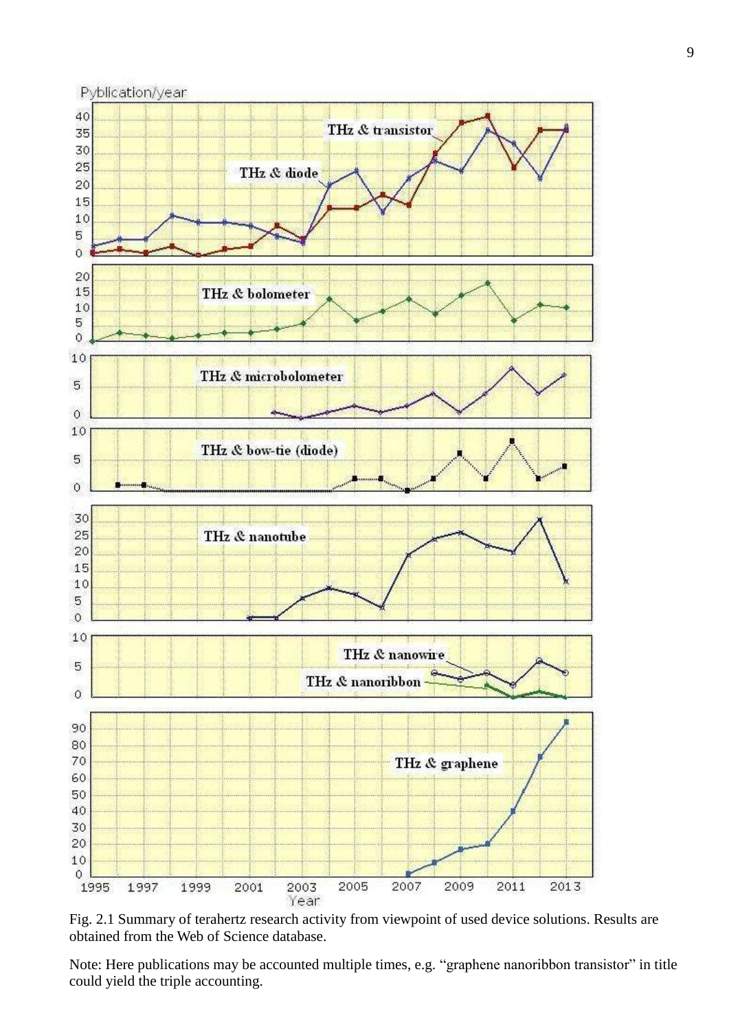Fig. 2.1 Summary of terahertz research activity from viewpoint of used device solutions. Results are obtained from the Web of Science database.

Note: Here publications may be accounted multiple times, e.g. "graphene nanoribbon transistor" in title could yield the triple accounting.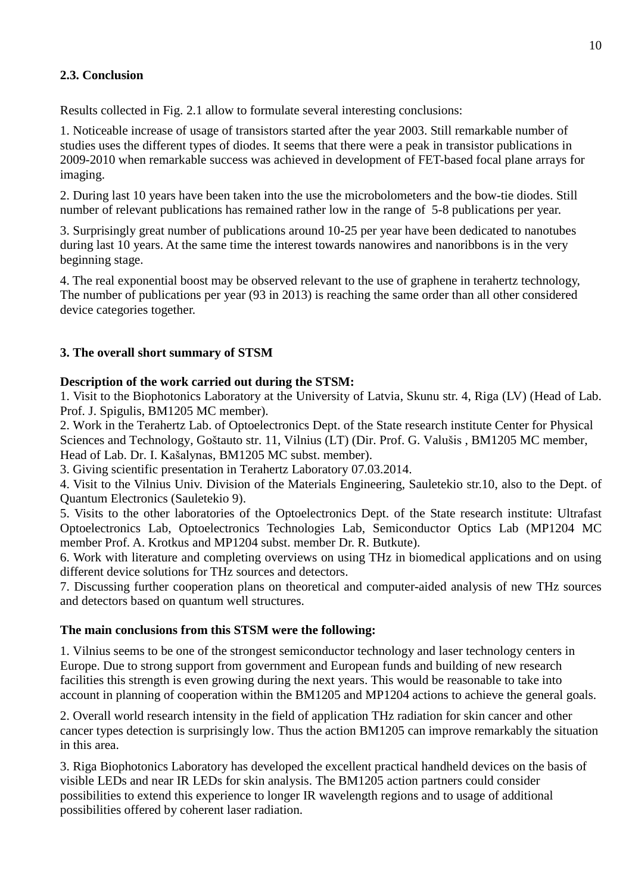### 2.3. Conclusion

Results collected in Fig. 2.1 allow to formulate several interesting conclusions:

1. Noticeable increase of usage of transistors started after the year 2003. Still remarkable number of studies uses the different types of diodes. It seems that there were a peak in transistor publications in 2009-2010 when remarkable success was achieved in development of FET-based focal plane arrays for imaging.

2. During last 10 years have been taken into the use the microbolometers and the bow-tie diodes. Still number of relevant publications has remained rather low in the range of 5-8 publications per year.

3. Surprisingly great number of publications around 10-25 per year have been dedicated to nanotubes during last 10 years. At the same time the interest towards nanowires and nanoribbons is in the very beginning stage.

4. The real exponential boost may be observed relevant to the use of graphene in terahertz technology, The number of publications per year (93 in 2013) is reaching the same order than all other considered device categories together.

## 3. The overall short summary of STSM

**Description of the work carried out during the STSM:**

1. Visit to the Biophotonics Laboratory at the University of Latvia, Skunu str. 4, Riga (LV) (Head of Lab. Prof. J. Spigulis, BM1205 MC member).
2. Work in the Terahertz Lab. of Optoelectronics Dept. of the State research institute Center for Physical Sciences and Technology, Goštauto str. 11, Vilnius (LT) (Dir. Prof. G. Valušis , BM1205 MC member, Head of Lab. Dr. I. Kašalynas, BM1205 MC subst. member).
3. Giving scientific presentation in Terahertz Laboratory 07.03.2014.
4. Visit to the Vilnius Univ. Division of the Materials Engineering, Sauletekio str.10, also to the Dept. of Quantum Electronics (Sauletekio 9).
5. Visits to the other laboratories of the Optoelectronics Dept. of the State research institute: Ultrafast Optoelectronics Lab, Optoelectronics Technologies Lab, Semiconductor Optics Lab (MP1204 MC member Prof. A. Krotkus and MP1204 subst. member Dr. R. Butkute).
6. Work with literature and completing overviews on using THz in biomedical applications and on using different device solutions for THz sources and detectors.
7. Discussing further cooperation plans on theoretical and computer-aided analysis of new THz sources and detectors based on quantum well structures.

**The main conclusions from this STSM were the following:**

1. Vilnius seems to be one of the strongest semiconductor technology and laser technology centers in Europe. Due to strong support from government and European funds and building of new research facilities this strength is even growing during the next years. This would be reasonable to take into account in planning of cooperation within the BM1205 and MP1204 actions to achieve the general goals.

2. Overall world research intensity in the field of application THz radiation for skin cancer and other cancer types detection is surprisingly low. Thus the action BM1205 can improve remarkably the situation in this area.

3. Riga Biophotonics Laboratory has developed the excellent practical handheld devices on the basis of visible LEDs and near IR LEDs for skin analysis. The BM1205 action partners could consider possibilities to extend this experience to longer IR wavelength regions and to usage of additional possibilities offered by coherent laser radiation.